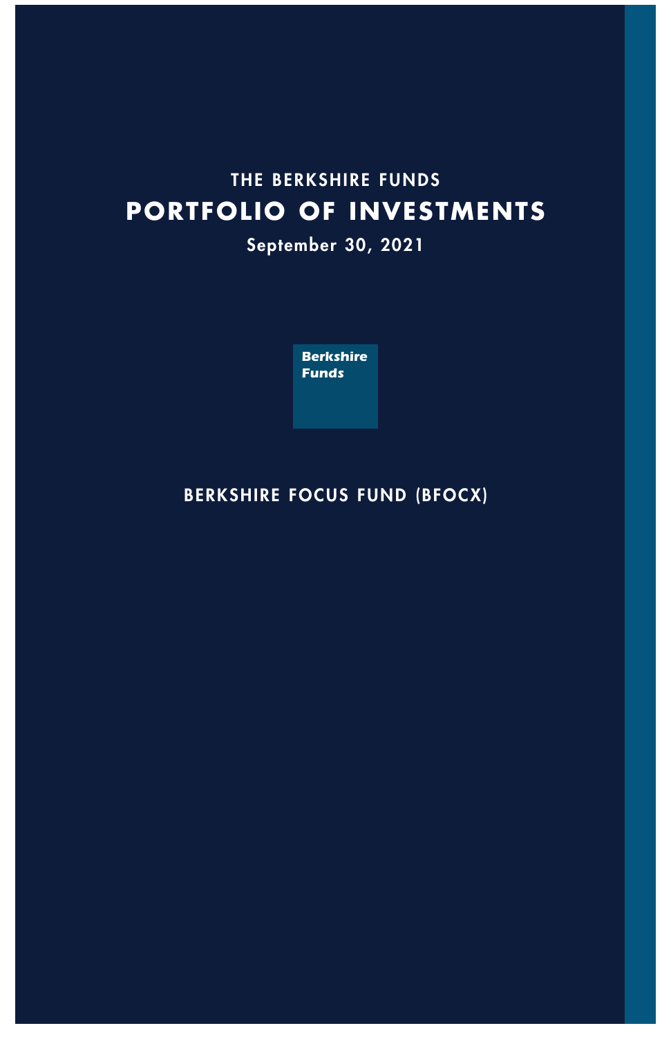THE BERKSHIRE FUNDS

# PORTFOLIO OF INVESTMENTS

September 30, 2021

**Berkshire Funds**

BERKSHIRE FOCUS FUND (BFOCX)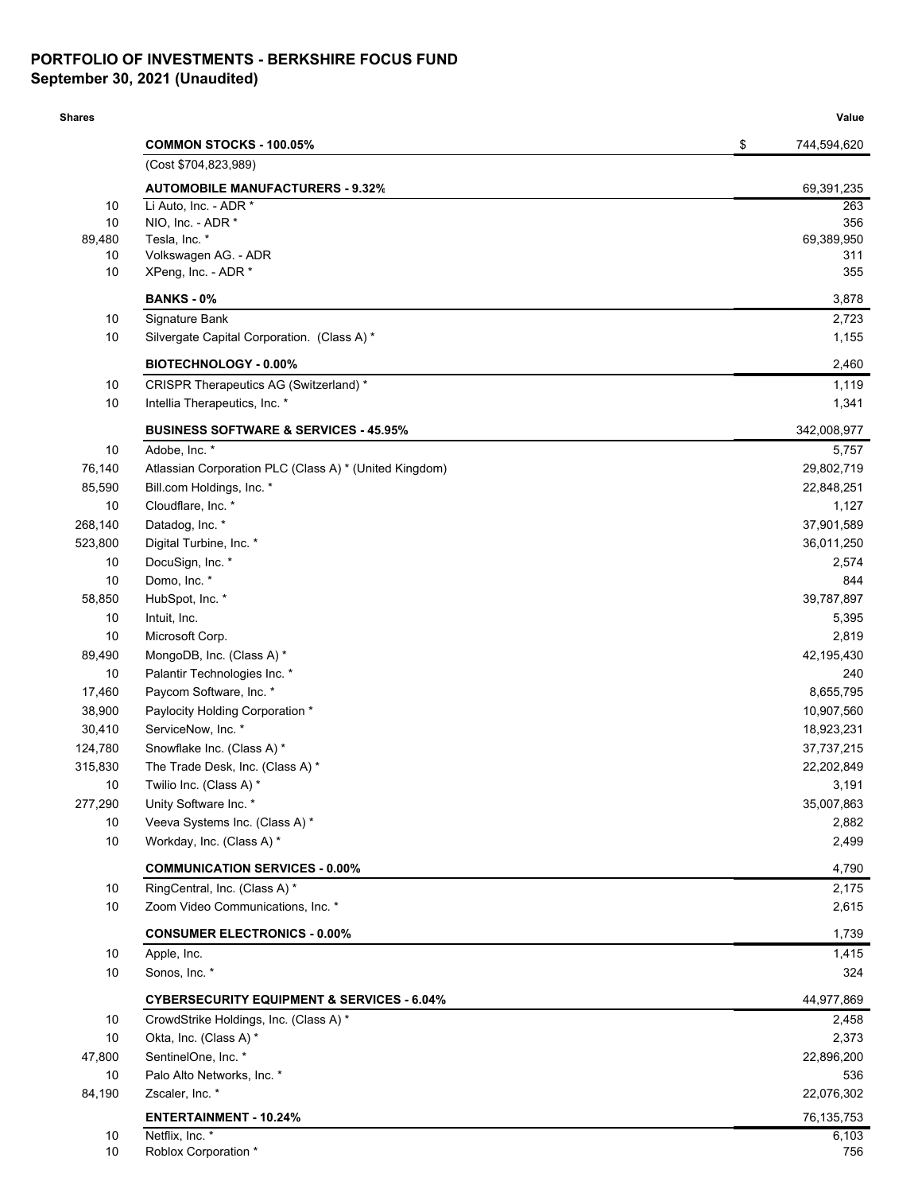**PORTFOLIO OF INVESTMENTS - BERKSHIRE FOCUS FUND**
**September 30, 2021 (Unaudited)**

| Shares | | Value |
|---|---|---|
| | **COMMON STOCKS - 100.05%** | $ 744,594,620 |
| | (Cost $704,823,989) | |
| | **AUTOMOBILE MANUFACTURERS - 9.32%** | 69,391,235 |
| 10 | Li Auto, Inc. - ADR * | 263 |
| 10 | NIO, Inc. - ADR * | 356 |
| 89,480 | Tesla, Inc. * | 69,389,950 |
| 10 | Volkswagen AG. - ADR | 311 |
| 10 | XPeng, Inc. - ADR * | 355 |
| | **BANKS - 0%** | 3,878 |
| 10 | Signature Bank | 2,723 |
| 10 | Silvergate Capital Corporation. (Class A) * | 1,155 |
| | **BIOTECHNOLOGY - 0.00%** | 2,460 |
| 10 | CRISPR Therapeutics AG (Switzerland) * | 1,119 |
| 10 | Intellia Therapeutics, Inc. * | 1,341 |
| | **BUSINESS SOFTWARE & SERVICES - 45.95%** | 342,008,977 |
| 10 | Adobe, Inc. * | 5,757 |
| 76,140 | Atlassian Corporation PLC (Class A) * (United Kingdom) | 29,802,719 |
| 85,590 | Bill.com Holdings, Inc. * | 22,848,251 |
| 10 | Cloudflare, Inc. * | 1,127 |
| 268,140 | Datadog, Inc. * | 37,901,589 |
| 523,800 | Digital Turbine, Inc. * | 36,011,250 |
| 10 | DocuSign, Inc. * | 2,574 |
| 10 | Domo, Inc. * | 844 |
| 58,850 | HubSpot, Inc. * | 39,787,897 |
| 10 | Intuit, Inc. | 5,395 |
| 10 | Microsoft Corp. | 2,819 |
| 89,490 | MongoDB, Inc. (Class A) * | 42,195,430 |
| 10 | Palantir Technologies Inc. * | 240 |
| 17,460 | Paycom Software, Inc. * | 8,655,795 |
| 38,900 | Paylocity Holding Corporation * | 10,907,560 |
| 30,410 | ServiceNow, Inc. * | 18,923,231 |
| 124,780 | Snowflake Inc. (Class A) * | 37,737,215 |
| 315,830 | The Trade Desk, Inc. (Class A) * | 22,202,849 |
| 10 | Twilio Inc. (Class A) * | 3,191 |
| 277,290 | Unity Software Inc. * | 35,007,863 |
| 10 | Veeva Systems Inc. (Class A) * | 2,882 |
| 10 | Workday, Inc. (Class A) * | 2,499 |
| | **COMMUNICATION SERVICES - 0.00%** | 4,790 |
| 10 | RingCentral, Inc. (Class A) * | 2,175 |
| 10 | Zoom Video Communications, Inc. * | 2,615 |
| | **CONSUMER ELECTRONICS - 0.00%** | 1,739 |
| 10 | Apple, Inc. | 1,415 |
| 10 | Sonos, Inc. * | 324 |
| | **CYBERSECURITY EQUIPMENT & SERVICES - 6.04%** | 44,977,869 |
| 10 | CrowdStrike Holdings, Inc. (Class A) * | 2,458 |
| 10 | Okta, Inc. (Class A) * | 2,373 |
| 47,800 | SentinelOne, Inc. * | 22,896,200 |
| 10 | Palo Alto Networks, Inc. * | 536 |
| 84,190 | Zscaler, Inc. * | 22,076,302 |
| | **ENTERTAINMENT - 10.24%** | 76,135,753 |
| 10 | Netflix, Inc. * | 6,103 |
| 10 | Roblox Corporation * | 756 |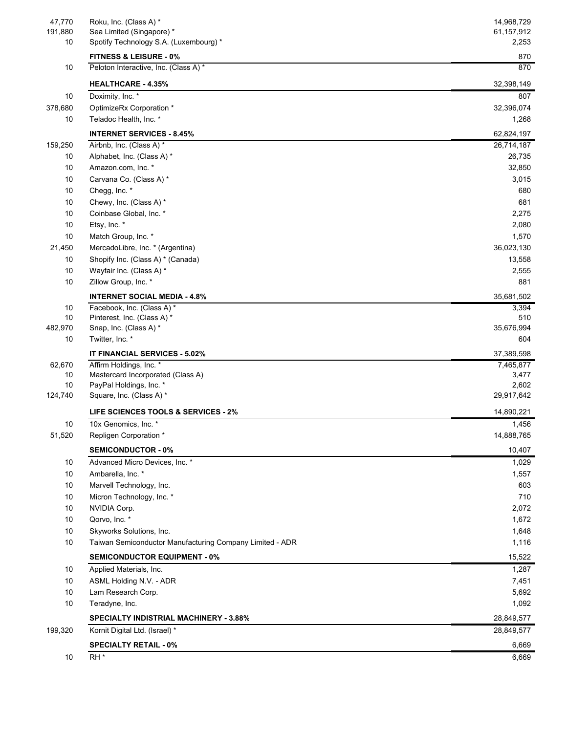| Shares | Security | Value |
|---|---|---|
| 47,770 | Roku, Inc. (Class A) * | 14,968,729 |
| 191,880 | Sea Limited (Singapore) * | 61,157,912 |
| 10 | Spotify Technology S.A. (Luxembourg) * | 2,253 |
| | **FITNESS & LEISURE - 0%** | 870 |
| 10 | Peloton Interactive, Inc. (Class A) * | 870 |
| | **HEALTHCARE - 4.35%** | 32,398,149 |
| 10 | Doximity, Inc. * | 807 |
| 378,680 | OptimizeRx Corporation * | 32,396,074 |
| 10 | Teladoc Health, Inc. * | 1,268 |
| | **INTERNET SERVICES - 8.45%** | 62,824,197 |
| 159,250 | Airbnb, Inc. (Class A) * | 26,714,187 |
| 10 | Alphabet, Inc. (Class A) * | 26,735 |
| 10 | Amazon.com, Inc. * | 32,850 |
| 10 | Carvana Co. (Class A) * | 3,015 |
| 10 | Chegg, Inc. * | 680 |
| 10 | Chewy, Inc. (Class A) * | 681 |
| 10 | Coinbase Global, Inc. * | 2,275 |
| 10 | Etsy, Inc. * | 2,080 |
| 10 | Match Group, Inc. * | 1,570 |
| 21,450 | MercadoLibre, Inc. * (Argentina) | 36,023,130 |
| 10 | Shopify Inc. (Class A) * (Canada) | 13,558 |
| 10 | Wayfair Inc. (Class A) * | 2,555 |
| 10 | Zillow Group, Inc. * | 881 |
| | **INTERNET SOCIAL MEDIA - 4.8%** | 35,681,502 |
| 10 | Facebook, Inc. (Class A) * | 3,394 |
| 10 | Pinterest, Inc. (Class A) * | 510 |
| 482,970 | Snap, Inc. (Class A) * | 35,676,994 |
| 10 | Twitter, Inc. * | 604 |
| | **IT FINANCIAL SERVICES - 5.02%** | 37,389,598 |
| 62,670 | Affirm Holdings, Inc. * | 7,465,877 |
| 10 | Mastercard Incorporated (Class A) | 3,477 |
| 10 | PayPal Holdings, Inc. * | 2,602 |
| 124,740 | Square, Inc. (Class A) * | 29,917,642 |
| | **LIFE SCIENCES TOOLS & SERVICES - 2%** | 14,890,221 |
| 10 | 10x Genomics, Inc. * | 1,456 |
| 51,520 | Repligen Corporation * | 14,888,765 |
| | **SEMICONDUCTOR - 0%** | 10,407 |
| 10 | Advanced Micro Devices, Inc. * | 1,029 |
| 10 | Ambarella, Inc. * | 1,557 |
| 10 | Marvell Technology, Inc. | 603 |
| 10 | Micron Technology, Inc. * | 710 |
| 10 | NVIDIA Corp. | 2,072 |
| 10 | Qorvo, Inc. * | 1,672 |
| 10 | Skyworks Solutions, Inc. | 1,648 |
| 10 | Taiwan Semiconductor Manufacturing Company Limited - ADR | 1,116 |
| | **SEMICONDUCTOR EQUIPMENT - 0%** | 15,522 |
| 10 | Applied Materials, Inc. | 1,287 |
| 10 | ASML Holding N.V. - ADR | 7,451 |
| 10 | Lam Research Corp. | 5,692 |
| 10 | Teradyne, Inc. | 1,092 |
| | **SPECIALTY INDISTRIAL MACHINERY - 3.88%** | 28,849,577 |
| 199,320 | Kornit Digital Ltd. (Israel) * | 28,849,577 |
| | **SPECIALTY RETAIL - 0%** | 6,669 |
| 10 | RH * | 6,669 |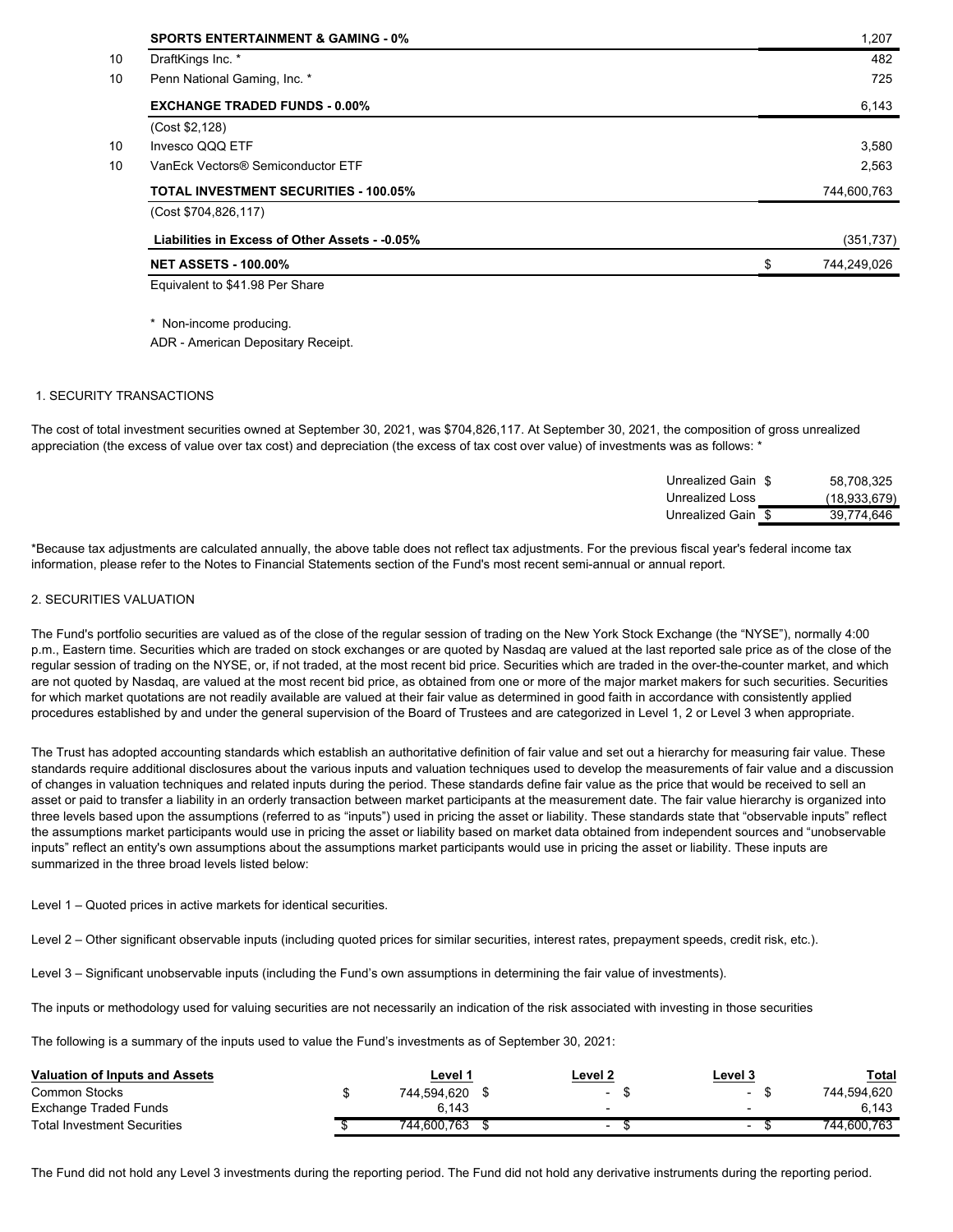| | | |
|---|---|---|
| | **SPORTS ENTERTAINMENT & GAMING - 0%** | 1,207 |
| 10 | DraftKings Inc. * | 482 |
| 10 | Penn National Gaming, Inc. * | 725 |
| | **EXCHANGE TRADED FUNDS - 0.00%** | 6,143 |
| | (Cost $2,128) | |
| 10 | Invesco QQQ ETF | 3,580 |
| 10 | VanEck Vectors® Semiconductor ETF | 2,563 |
| | **TOTAL INVESTMENT SECURITIES - 100.05%** | 744,600,763 |
| | (Cost $704,826,117) | |
| | **Liabilities in Excess of Other Assets - -0.05%** | (351,737) |
| | **NET ASSETS - 100.00%** | $ 744,249,026 |
| | Equivalent to $41.98 Per Share | |

* Non-income producing.

ADR - American Depositary Receipt.

1. SECURITY TRANSACTIONS

The cost of total investment securities owned at September 30, 2021, was $704,826,117. At September 30, 2021, the composition of gross unrealized appreciation (the excess of value over tax cost) and depreciation (the excess of tax cost over value) of investments was as follows: *

| | |
|---|---|
| Unrealized Gain | $ 58,708,325 |
| Unrealized Loss | (18,933,679) |
| Unrealized Gain | $ 39,774,646 |

*Because tax adjustments are calculated annually, the above table does not reflect tax adjustments. For the previous fiscal year's federal income tax information, please refer to the Notes to Financial Statements section of the Fund's most recent semi-annual or annual report.

2. SECURITIES VALUATION

The Fund's portfolio securities are valued as of the close of the regular session of trading on the New York Stock Exchange (the "NYSE"), normally 4:00 p.m., Eastern time. Securities which are traded on stock exchanges or are quoted by Nasdaq are valued at the last reported sale price as of the close of the regular session of trading on the NYSE, or, if not traded, at the most recent bid price. Securities which are traded in the over-the-counter market, and which are not quoted by Nasdaq, are valued at the most recent bid price, as obtained from one or more of the major market makers for such securities. Securities for which market quotations are not readily available are valued at their fair value as determined in good faith in accordance with consistently applied procedures established by and under the general supervision of the Board of Trustees and are categorized in Level 1, 2 or Level 3 when appropriate.

The Trust has adopted accounting standards which establish an authoritative definition of fair value and set out a hierarchy for measuring fair value. These standards require additional disclosures about the various inputs and valuation techniques used to develop the measurements of fair value and a discussion of changes in valuation techniques and related inputs during the period. These standards define fair value as the price that would be received to sell an asset or paid to transfer a liability in an orderly transaction between market participants at the measurement date. The fair value hierarchy is organized into three levels based upon the assumptions (referred to as "inputs") used in pricing the asset or liability. These standards state that "observable inputs" reflect the assumptions market participants would use in pricing the asset or liability based on market data obtained from independent sources and "unobservable inputs" reflect an entity's own assumptions about the assumptions market participants would use in pricing the asset or liability. These inputs are summarized in the three broad levels listed below:

Level 1 – Quoted prices in active markets for identical securities.

Level 2 – Other significant observable inputs (including quoted prices for similar securities, interest rates, prepayment speeds, credit risk, etc.).

Level 3 – Significant unobservable inputs (including the Fund's own assumptions in determining the fair value of investments).

The inputs or methodology used for valuing securities are not necessarily an indication of the risk associated with investing in those securities

The following is a summary of the inputs used to value the Fund's investments as of September 30, 2021:

| Valuation of Inputs and Assets | Level 1 | Level 2 | Level 3 | Total |
|---|---|---|---|---|
| Common Stocks | $ 744,594,620 | $ - | $ - | $ 744,594,620 |
| Exchange Traded Funds | 6,143 | - | - | 6,143 |
| Total Investment Securities | $ 744,600,763 | $ - | $ - | $ 744,600,763 |

The Fund did not hold any Level 3 investments during the reporting period. The Fund did not hold any derivative instruments during the reporting period.